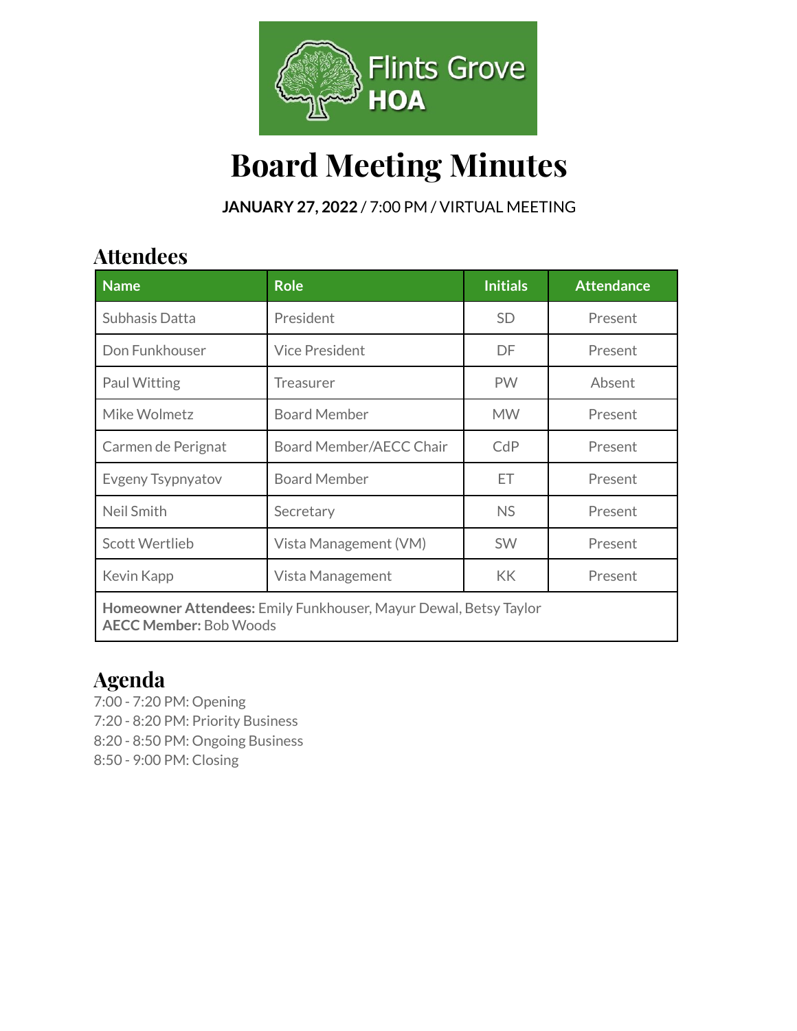Flints Grove HOA

# Board Meeting Minutes

**JANUARY 27, 2022** / 7:00 PM / VIRTUAL MEETING

## Attendees

| Name | Role | Initials | Attendance |
|---|---|---|---|
| Subhasis Datta | President | SD | Present |
| Don Funkhouser | Vice President | DF | Present |
| Paul Witting | Treasurer | PW | Absent |
| Mike Wolmetz | Board Member | MW | Present |
| Carmen de Perignat | Board Member/AECC Chair | CdP | Present |
| Evgeny Tsypnyatov | Board Member | ET | Present |
| Neil Smith | Secretary | NS | Present |
| Scott Wertlieb | Vista Management (VM) | SW | Present |
| Kevin Kapp | Vista Management | KK | Present |
| **Homeowner Attendees:** Emily Funkhouser, Mayur Dewal, Betsy Taylor **AECC Member:** Bob Woods | | | |

## Agenda

7:00 - 7:20 PM: Opening
7:20 - 8:20 PM: Priority Business
8:20 - 8:50 PM: Ongoing Business
8:50 - 9:00 PM: Closing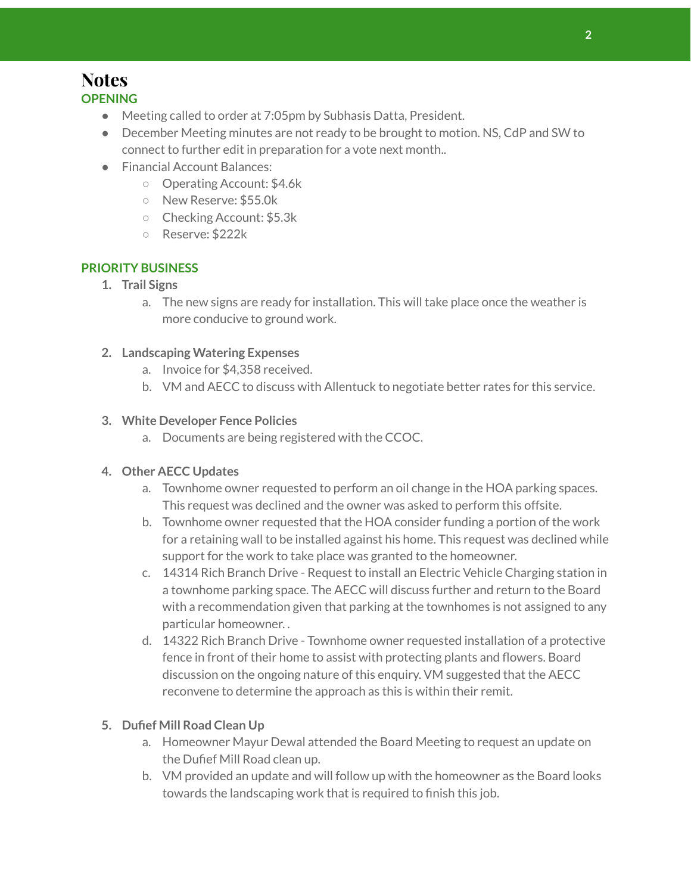# Notes

## OPENING

- Meeting called to order at 7:05pm by Subhasis Datta, President.
- December Meeting minutes are not ready to be brought to motion. NS, CdP and SW to connect to further edit in preparation for a vote next month..
- Financial Account Balances:
    - Operating Account: $4.6k
    - New Reserve: $55.0k
    - Checking Account: $5.3k
    - Reserve: $222k

## PRIORITY BUSINESS

1. **Trail Signs**
    a. The new signs are ready for installation. This will take place once the weather is more conducive to ground work.

2. **Landscaping Watering Expenses**
    a. Invoice for $4,358 received.
    b. VM and AECC to discuss with Allentuck to negotiate better rates for this service.

3. **White Developer Fence Policies**
    a. Documents are being registered with the CCOC.

4. **Other AECC Updates**
    a. Townhome owner requested to perform an oil change in the HOA parking spaces. This request was declined and the owner was asked to perform this offsite.
    b. Townhome owner requested that the HOA consider funding a portion of the work for a retaining wall to be installed against his home. This request was declined while support for the work to take place was granted to the homeowner.
    c. 14314 Rich Branch Drive - Request to install an Electric Vehicle Charging station in a townhome parking space. The AECC will discuss further and return to the Board with a recommendation given that parking at the townhomes is not assigned to any particular homeowner. .
    d. 14322 Rich Branch Drive - Townhome owner requested installation of a protective fence in front of their home to assist with protecting plants and flowers. Board discussion on the ongoing nature of this enquiry. VM suggested that the AECC reconvene to determine the approach as this is within their remit.

5. **Dufief Mill Road Clean Up**
    a. Homeowner Mayur Dewal attended the Board Meeting to request an update on the Dufief Mill Road clean up.
    b. VM provided an update and will follow up with the homeowner as the Board looks towards the landscaping work that is required to finish this job.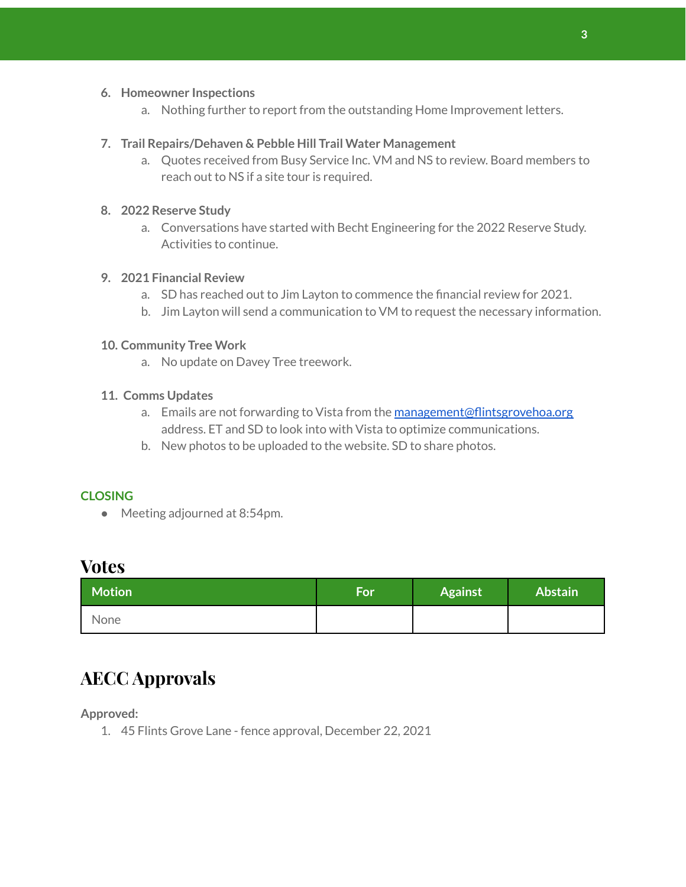6. **Homeowner Inspections**
    a. Nothing further to report from the outstanding Home Improvement letters.

7. **Trail Repairs/Dehaven & Pebble Hill Trail Water Management**
    a. Quotes received from Busy Service Inc. VM and NS to review. Board members to reach out to NS if a site tour is required.

8. **2022 Reserve Study**
    a. Conversations have started with Becht Engineering for the 2022 Reserve Study. Activities to continue.

9. **2021 Financial Review**
    a. SD has reached out to Jim Layton to commence the financial review for 2021.
    b. Jim Layton will send a communication to VM to request the necessary information.

10. **Community Tree Work**
    a. No update on Davey Tree treework.

11. **Comms Updates**
    a. Emails are not forwarding to Vista from the management@flintsgrovehoa.org address. ET and SD to look into with Vista to optimize communications.
    b. New photos to be uploaded to the website. SD to share photos.

**CLOSING**

- Meeting adjourned at 8:54pm.

# Votes

| Motion | For | Against | Abstain |
|---|---|---|---|
| None | | | |

# AECC Approvals

**Approved:**

1. 45 Flints Grove Lane - fence approval, December 22, 2021